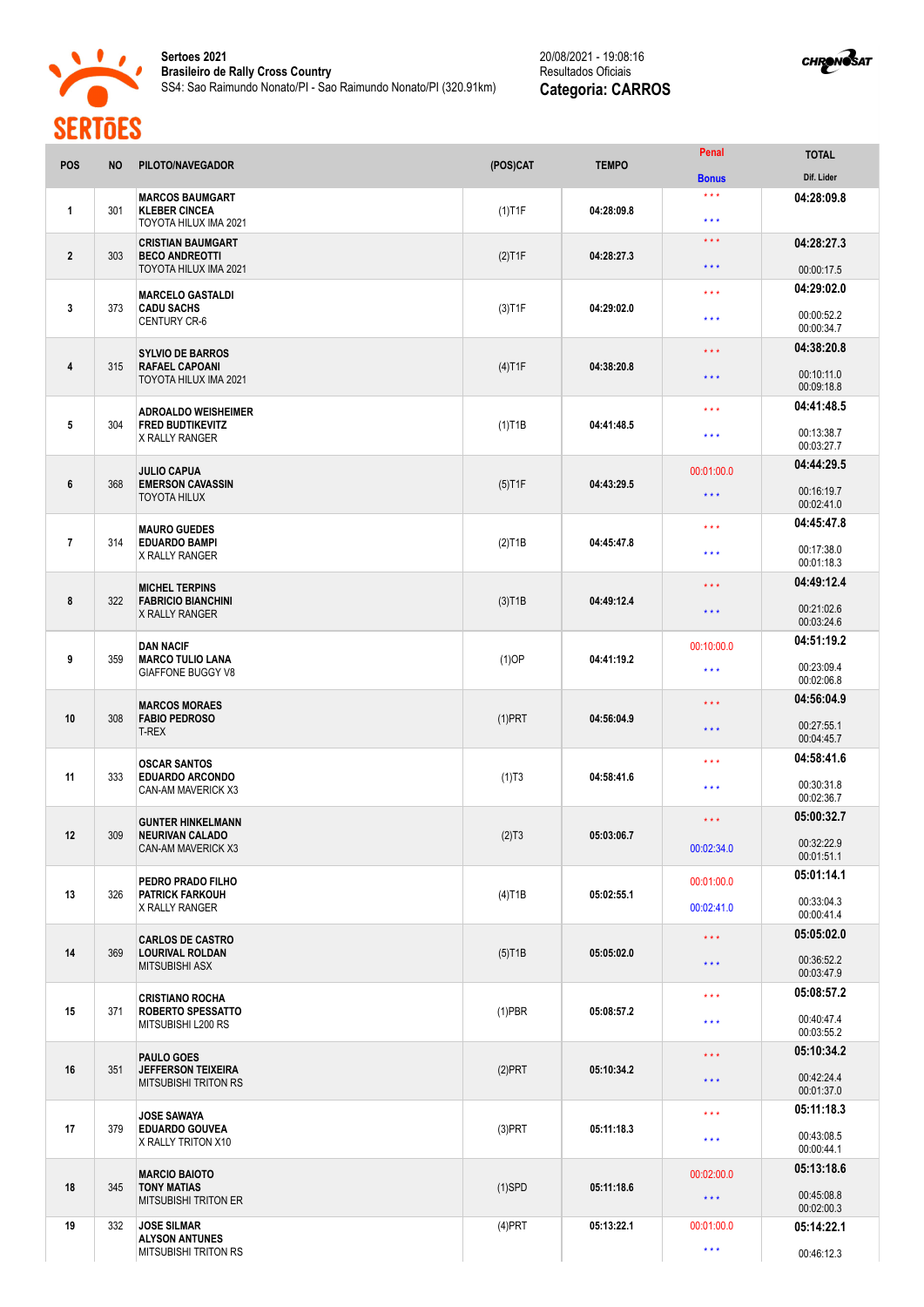**Sertoes 2021**
**Brasileiro de Rally Cross Country**
SS4: Sao Raimundo Nonato/PI - Sao Raimundo Nonato/PI (320.91km)

20/08/2021 - 19:08:16
Resultados Oficiais
**Categoria: CARROS**

| POS | NO | PILOTO/NAVEGADOR | (POS)CAT | TEMPO | Penal / Bonus | TOTAL / Dif. Lider |
|---|---|---|---|---|---|---|
| 1 | 301 | **MARCOS BAUMGART** **KLEBER CINCEA** TOYOTA HILUX IMA 2021 | (1)T1F | 04:28:09.8 | \*\*\* / \*\*\* | **04:28:09.8** |
| 2 | 303 | **CRISTIAN BAUMGART** **BECO ANDREOTTI** TOYOTA HILUX IMA 2021 | (2)T1F | 04:28:27.3 | \*\*\* / \*\*\* | **04:28:27.3** 00:00:17.5 |
| 3 | 373 | **MARCELO GASTALDI** **CADU SACHS** CENTURY CR-6 | (3)T1F | 04:29:02.0 | \*\*\* / \*\*\* | **04:29:02.0** 00:00:52.2 00:00:34.7 |
| 4 | 315 | **SYLVIO DE BARROS** **RAFAEL CAPOANI** TOYOTA HILUX IMA 2021 | (4)T1F | 04:38:20.8 | \*\*\* / \*\*\* | **04:38:20.8** 00:10:11.0 00:09:18.8 |
| 5 | 304 | **ADROALDO WEISHEIMER** **FRED BUDTIKEVITZ** X RALLY RANGER | (1)T1B | 04:41:48.5 | \*\*\* / \*\*\* | **04:41:48.5** 00:13:38.7 00:03:27.7 |
| 6 | 368 | **JULIO CAPUA** **EMERSON CAVASSIN** TOYOTA HILUX | (5)T1F | 04:43:29.5 | 00:01:00.0 / \*\*\* | **04:44:29.5** 00:16:19.7 00:02:41.0 |
| 7 | 314 | **MAURO GUEDES** **EDUARDO BAMPI** X RALLY RANGER | (2)T1B | 04:45:47.8 | \*\*\* / \*\*\* | **04:45:47.8** 00:17:38.0 00:01:18.3 |
| 8 | 322 | **MICHEL TERPINS** **FABRICIO BIANCHINI** X RALLY RANGER | (3)T1B | 04:49:12.4 | \*\*\* / \*\*\* | **04:49:12.4** 00:21:02.6 00:03:24.6 |
| 9 | 359 | **DAN NACIF** **MARCO TULIO LANA** GIAFFONE BUGGY V8 | (1)OP | 04:41:19.2 | 00:10:00.0 / \*\*\* | **04:51:19.2** 00:23:09.4 00:02:06.8 |
| 10 | 308 | **MARCOS MORAES** **FABIO PEDROSO** T-REX | (1)PRT | 04:56:04.9 | \*\*\* / \*\*\* | **04:56:04.9** 00:27:55.1 00:04:45.7 |
| 11 | 333 | **OSCAR SANTOS** **EDUARDO ARCONDO** CAN-AM MAVERICK X3 | (1)T3 | 04:58:41.6 | \*\*\* / \*\*\* | **04:58:41.6** 00:30:31.8 00:02:36.7 |
| 12 | 309 | **GUNTER HINKELMANN** **NEURIVAN CALADO** CAN-AM MAVERICK X3 | (2)T3 | 05:03:06.7 | \*\*\* / 00:02:34.0 | **05:00:32.7** 00:32:22.9 00:01:51.1 |
| 13 | 326 | **PEDRO PRADO FILHO** **PATRICK FARKOUH** X RALLY RANGER | (4)T1B | 05:02:55.1 | 00:01:00.0 / 00:02:41.0 | **05:01:14.1** 00:33:04.3 00:00:41.4 |
| 14 | 369 | **CARLOS DE CASTRO** **LOURIVAL ROLDAN** MITSUBISHI ASX | (5)T1B | 05:05:02.0 | \*\*\* / \*\*\* | **05:05:02.0** 00:36:52.2 00:03:47.9 |
| 15 | 371 | **CRISTIANO ROCHA** **ROBERTO SPESSATTO** MITSUBISHI L200 RS | (1)PBR | 05:08:57.2 | \*\*\* / \*\*\* | **05:08:57.2** 00:40:47.4 00:03:55.2 |
| 16 | 351 | **PAULO GOES** **JEFFERSON TEIXEIRA** MITSUBISHI TRITON RS | (2)PRT | 05:10:34.2 | \*\*\* / \*\*\* | **05:10:34.2** 00:42:24.4 00:01:37.0 |
| 17 | 379 | **JOSE SAWAYA** **EDUARDO GOUVEA** X RALLY TRITON X10 | (3)PRT | 05:11:18.3 | \*\*\* / \*\*\* | **05:11:18.3** 00:43:08.5 00:00:44.1 |
| 18 | 345 | **MARCIO BAIOTO** **TONY MATIAS** MITSUBISHI TRITON ER | (1)SPD | 05:11:18.6 | 00:02:00.0 / \*\*\* | **05:13:18.6** 00:45:08.8 00:02:00.3 |
| 19 | 332 | **JOSE SILMAR** **ALYSON ANTUNES** MITSUBISHI TRITON RS | (4)PRT | 05:13:22.1 | 00:01:00.0 / \*\*\* | **05:14:22.1** 00:46:12.3 |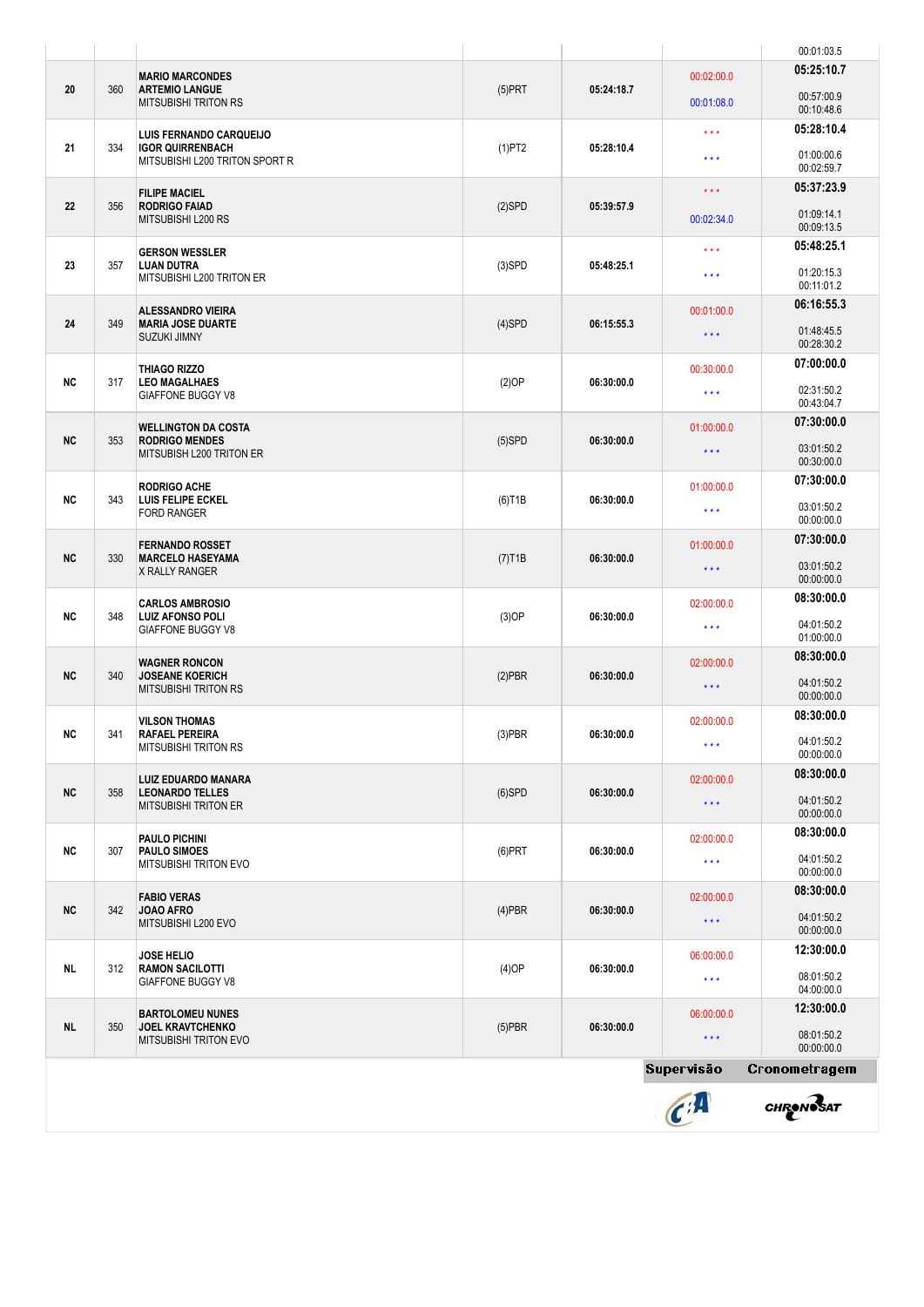| | | | | | | |
|---|---|---|---|---|---|---|
| | | | | | | 00:01:03.5 |
| 20 | 360 | **MARIO MARCONDES**<br>**ARTEMIO LANGUE**<br>MITSUBISHI TRITON RS | (5)PRT | 05:24:18.7 | 00:02:00.0<br>00:01:08.0 | **05:25:10.7**<br>00:57:00.9<br>00:10:48.6 |
| 21 | 334 | **LUIS FERNANDO CARQUEIJO**<br>**IGOR QUIRRENBACH**<br>MITSUBISHI L200 TRITON SPORT R | (1)PT2 | 05:28:10.4 | ***<br>*** | **05:28:10.4**<br>01:00:00.6<br>00:02:59.7 |
| 22 | 356 | **FILIPE MACIEL**<br>**RODRIGO FAIAD**<br>MITSUBISHI L200 RS | (2)SPD | 05:39:57.9 | ***<br>00:02:34.0 | **05:37:23.9**<br>01:09:14.1<br>00:09:13.5 |
| 23 | 357 | **GERSON WESSLER**<br>**LUAN DUTRA**<br>MITSUBISHI L200 TRITON ER | (3)SPD | 05:48:25.1 | ***<br>*** | **05:48:25.1**<br>01:20:15.3<br>00:11:01.2 |
| 24 | 349 | **ALESSANDRO VIEIRA**<br>**MARIA JOSE DUARTE**<br>SUZUKI JIMNY | (4)SPD | 06:15:55.3 | 00:01:00.0<br>*** | **06:16:55.3**<br>01:48:45.5<br>00:28:30.2 |
| NC | 317 | **THIAGO RIZZO**<br>**LEO MAGALHAES**<br>GIAFFONE BUGGY V8 | (2)OP | 06:30:00.0 | 00:30:00.0<br>*** | **07:00:00.0**<br>02:31:50.2<br>00:43:04.7 |
| NC | 353 | **WELLINGTON DA COSTA**<br>**RODRIGO MENDES**<br>MITSUBISH L200 TRITON ER | (5)SPD | 06:30:00.0 | 01:00:00.0<br>*** | **07:30:00.0**<br>03:01:50.2<br>00:30:00.0 |
| NC | 343 | **RODRIGO ACHE**<br>**LUIS FELIPE ECKEL**<br>FORD RANGER | (6)T1B | 06:30:00.0 | 01:00:00.0<br>*** | **07:30:00.0**<br>03:01:50.2<br>00:00:00.0 |
| NC | 330 | **FERNANDO ROSSET**<br>**MARCELO HASEYAMA**<br>X RALLY RANGER | (7)T1B | 06:30:00.0 | 01:00:00.0<br>*** | **07:30:00.0**<br>03:01:50.2<br>00:00:00.0 |
| NC | 348 | **CARLOS AMBROSIO**<br>**LUIZ AFONSO POLI**<br>GIAFFONE BUGGY V8 | (3)OP | 06:30:00.0 | 02:00:00.0<br>*** | **08:30:00.0**<br>04:01:50.2<br>01:00:00.0 |
| NC | 340 | **WAGNER RONCON**<br>**JOSEANE KOERICH**<br>MITSUBISHI TRITON RS | (2)PBR | 06:30:00.0 | 02:00:00.0<br>*** | **08:30:00.0**<br>04:01:50.2<br>00:00:00.0 |
| NC | 341 | **VILSON THOMAS**<br>**RAFAEL PEREIRA**<br>MITSUBISHI TRITON RS | (3)PBR | 06:30:00.0 | 02:00:00.0<br>*** | **08:30:00.0**<br>04:01:50.2<br>00:00:00.0 |
| NC | 358 | **LUIZ EDUARDO MANARA**<br>**LEONARDO TELLES**<br>MITSUBISHI TRITON ER | (6)SPD | 06:30:00.0 | 02:00:00.0<br>*** | **08:30:00.0**<br>04:01:50.2<br>00:00:00.0 |
| NC | 307 | **PAULO PICHINI**<br>**PAULO SIMOES**<br>MITSUBISHI TRITON EVO | (6)PRT | 06:30:00.0 | 02:00:00.0<br>*** | **08:30:00.0**<br>04:01:50.2<br>00:00:00.0 |
| NC | 342 | **FABIO VERAS**<br>**JOAO AFRO**<br>MITSUBISHI L200 EVO | (4)PBR | 06:30:00.0 | 02:00:00.0<br>*** | **08:30:00.0**<br>04:01:50.2<br>00:00:00.0 |
| NL | 312 | **JOSE HELIO**<br>**RAMON SACILOTTI**<br>GIAFFONE BUGGY V8 | (4)OP | 06:30:00.0 | 06:00:00.0<br>*** | **12:30:00.0**<br>08:01:50.2<br>04:00:00.0 |
| NL | 350 | **BARTOLOMEU NUNES**<br>**JOEL KRAVTCHENKO**<br>MITSUBISHI TRITON EVO | (5)PBR | 06:30:00.0 | 06:00:00.0<br>*** | **12:30:00.0**<br>08:01:50.2<br>00:00:00.0 |

**Supervisão** **Cronometragem**

CBA CHRONOSAT